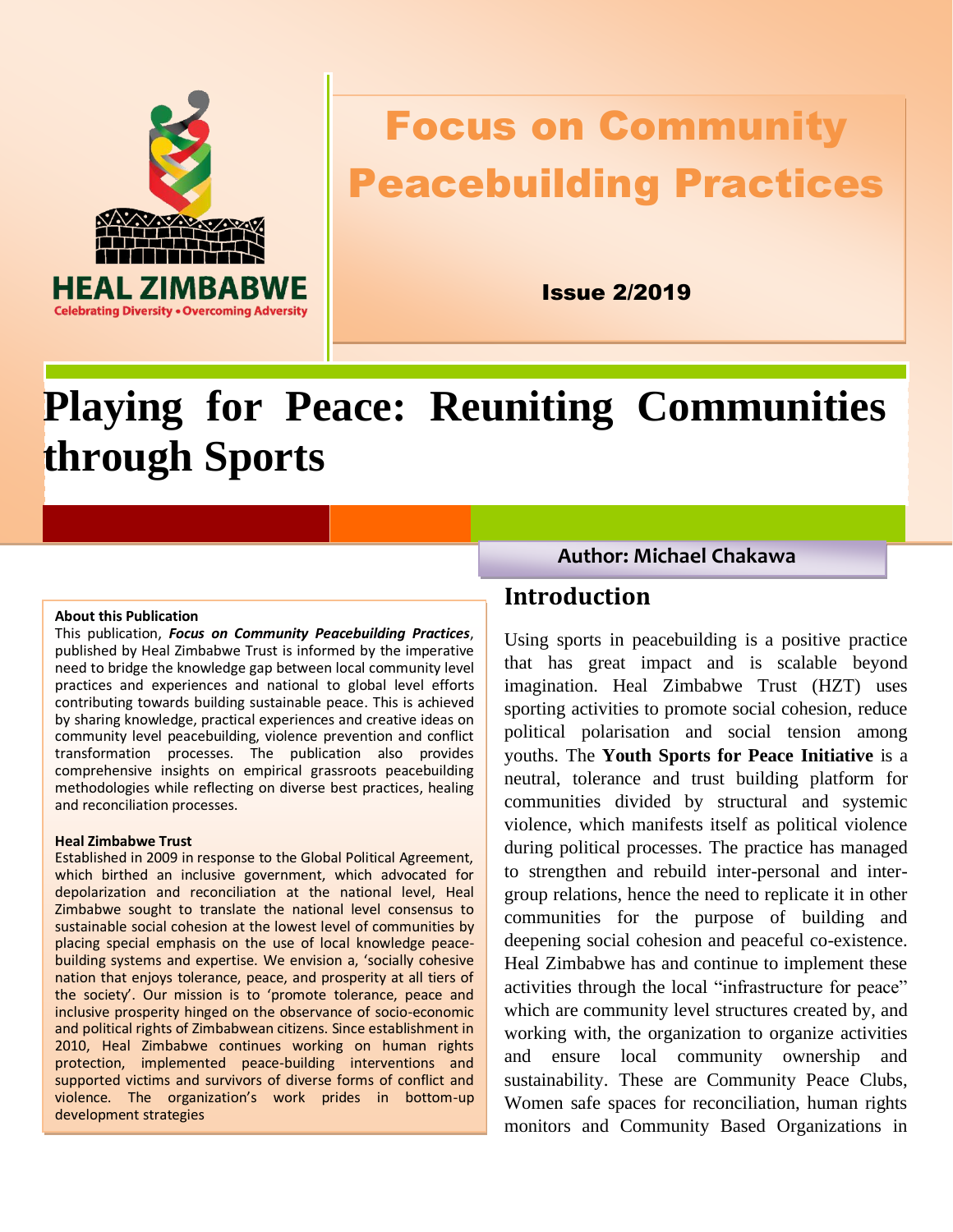HEAL ZIMBABWE

Celebrating Diversity • Overcoming Adversity

# Focus on Community Peacebuilding Practices

**Issue 2/2019**

# Playing for Peace: Reuniting Communities through Sports

**Author: Michael Chakawa**

**About this Publication**

This publication, ***Focus on Community Peacebuilding Practices***, published by Heal Zimbabwe Trust is informed by the imperative need to bridge the knowledge gap between local community level practices and experiences and national to global level efforts contributing towards building sustainable peace. This is achieved by sharing knowledge, practical experiences and creative ideas on community level peacebuilding, violence prevention and conflict transformation processes. The publication also provides comprehensive insights on empirical grassroots peacebuilding methodologies while reflecting on diverse best practices, healing and reconciliation processes.

**Heal Zimbabwe Trust**

Established in 2009 in response to the Global Political Agreement, which birthed an inclusive government, which advocated for depolarization and reconciliation at the national level, Heal Zimbabwe sought to translate the national level consensus to sustainable social cohesion at the lowest level of communities by placing special emphasis on the use of local knowledge peace-building systems and expertise. We envision a, 'socially cohesive nation that enjoys tolerance, peace, and prosperity at all tiers of the society'. Our mission is to 'promote tolerance, peace and inclusive prosperity hinged on the observance of socio-economic and political rights of Zimbabwean citizens. Since establishment in 2010, Heal Zimbabwe continues working on human rights protection, implemented peace-building interventions and supported victims and survivors of diverse forms of conflict and violence. The organization's work prides in bottom-up development strategies

## Introduction

Using sports in peacebuilding is a positive practice that has great impact and is scalable beyond imagination. Heal Zimbabwe Trust (HZT) uses sporting activities to promote social cohesion, reduce political polarisation and social tension among youths. The **Youth Sports for Peace Initiative** is a neutral, tolerance and trust building platform for communities divided by structural and systemic violence, which manifests itself as political violence during political processes. The practice has managed to strengthen and rebuild inter-personal and inter-group relations, hence the need to replicate it in other communities for the purpose of building and deepening social cohesion and peaceful co-existence. Heal Zimbabwe has and continue to implement these activities through the local "infrastructure for peace" which are community level structures created by, and working with, the organization to organize activities and ensure local community ownership and sustainability. These are Community Peace Clubs, Women safe spaces for reconciliation, human rights monitors and Community Based Organizations in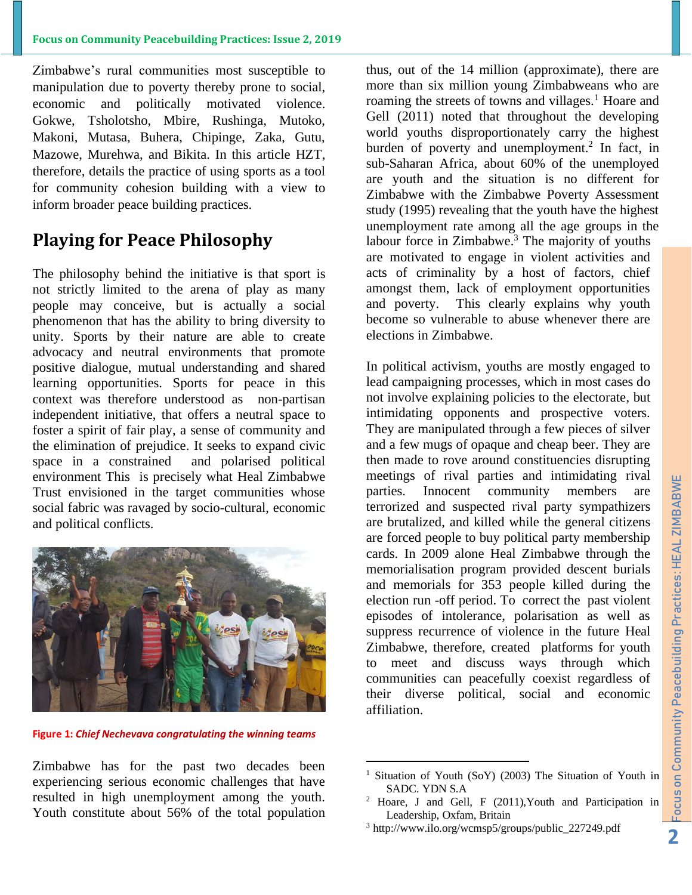Zimbabwe's rural communities most susceptible to manipulation due to poverty thereby prone to social, economic and politically motivated violence. Gokwe, Tsholotsho, Mbire, Rushinga, Mutoko, Makoni, Mutasa, Buhera, Chipinge, Zaka, Gutu, Mazowe, Murehwa, and Bikita. In this article HZT, therefore, details the practice of using sports as a tool for community cohesion building with a view to inform broader peace building practices.

## Playing for Peace Philosophy

The philosophy behind the initiative is that sport is not strictly limited to the arena of play as many people may conceive, but is actually a social phenomenon that has the ability to bring diversity to unity. Sports by their nature are able to create advocacy and neutral environments that promote positive dialogue, mutual understanding and shared learning opportunities. Sports for peace in this context was therefore understood as non-partisan independent initiative, that offers a neutral space to foster a spirit of fair play, a sense of community and the elimination of prejudice. It seeks to expand civic space in a constrained and polarised political environment This is precisely what Heal Zimbabwe Trust envisioned in the target communities whose social fabric was ravaged by socio-cultural, economic and political conflicts.

**Figure 1:** ***Chief Nechevava congratulating the winning teams***

Zimbabwe has for the past two decades been experiencing serious economic challenges that have resulted in high unemployment among the youth. Youth constitute about 56% of the total population thus, out of the 14 million (approximate), there are more than six million young Zimbabweans who are roaming the streets of towns and villages.[1] Hoare and Gell (2011) noted that throughout the developing world youths disproportionately carry the highest burden of poverty and unemployment.[2] In fact, in sub-Saharan Africa, about 60% of the unemployed are youth and the situation is no different for Zimbabwe with the Zimbabwe Poverty Assessment study (1995) revealing that the youth have the highest unemployment rate among all the age groups in the labour force in Zimbabwe.[3] The majority of youths are motivated to engage in violent activities and acts of criminality by a host of factors, chief amongst them, lack of employment opportunities and poverty. This clearly explains why youth become so vulnerable to abuse whenever there are elections in Zimbabwe.

In political activism, youths are mostly engaged to lead campaigning processes, which in most cases do not involve explaining policies to the electorate, but intimidating opponents and prospective voters. They are manipulated through a few pieces of silver and a few mugs of opaque and cheap beer. They are then made to rove around constituencies disrupting meetings of rival parties and intimidating rival parties. Innocent community members are terrorized and suspected rival party sympathizers are brutalized, and killed while the general citizens are forced people to buy political party membership cards. In 2009 alone Heal Zimbabwe through the memorialisation program provided descent burials and memorials for 353 people killed during the election run -off period. To correct the past violent episodes of intolerance, polarisation as well as suppress recurrence of violence in the future Heal Zimbabwe, therefore, created platforms for youth to meet and discuss ways through which communities can peacefully coexist regardless of their diverse political, social and economic affiliation.

---

[1] Situation of Youth (SoY) (2003) The Situation of Youth in SADC. YDN S.A

[2] Hoare, J and Gell, F (2011),Youth and Participation in Leadership, Oxfam, Britain

[3] http://www.ilo.org/wcmsp5/groups/public_227249.pdf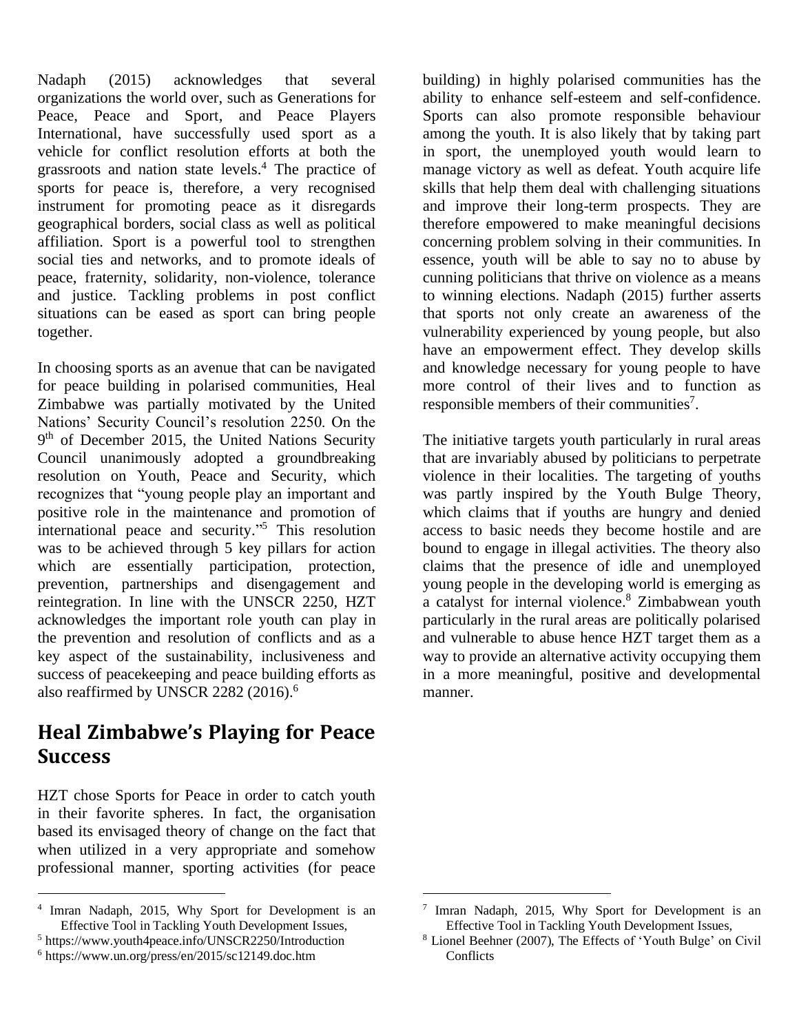Nadaph (2015) acknowledges that several organizations the world over, such as Generations for Peace, Peace and Sport, and Peace Players International, have successfully used sport as a vehicle for conflict resolution efforts at both the grassroots and nation state levels.[4] The practice of sports for peace is, therefore, a very recognised instrument for promoting peace as it disregards geographical borders, social class as well as political affiliation. Sport is a powerful tool to strengthen social ties and networks, and to promote ideals of peace, fraternity, solidarity, non-violence, tolerance and justice. Tackling problems in post conflict situations can be eased as sport can bring people together.

In choosing sports as an avenue that can be navigated for peace building in polarised communities, Heal Zimbabwe was partially motivated by the United Nations' Security Council's resolution 2250. On the 9th of December 2015, the United Nations Security Council unanimously adopted a groundbreaking resolution on Youth, Peace and Security, which recognizes that "young people play an important and positive role in the maintenance and promotion of international peace and security."[5] This resolution was to be achieved through 5 key pillars for action which are essentially participation, protection, prevention, partnerships and disengagement and reintegration. In line with the UNSCR 2250, HZT acknowledges the important role youth can play in the prevention and resolution of conflicts and as a key aspect of the sustainability, inclusiveness and success of peacekeeping and peace building efforts as also reaffirmed by UNSCR 2282 (2016).[6]

## Heal Zimbabwe's Playing for Peace Success

HZT chose Sports for Peace in order to catch youth in their favorite spheres. In fact, the organisation based its envisaged theory of change on the fact that when utilized in a very appropriate and somehow professional manner, sporting activities (for peace building) in highly polarised communities has the ability to enhance self-esteem and self-confidence. Sports can also promote responsible behaviour among the youth. It is also likely that by taking part in sport, the unemployed youth would learn to manage victory as well as defeat. Youth acquire life skills that help them deal with challenging situations and improve their long-term prospects. They are therefore empowered to make meaningful decisions concerning problem solving in their communities. In essence, youth will be able to say no to abuse by cunning politicians that thrive on violence as a means to winning elections. Nadaph (2015) further asserts that sports not only create an awareness of the vulnerability experienced by young people, but also have an empowerment effect. They develop skills and knowledge necessary for young people to have more control of their lives and to function as responsible members of their communities[7].

The initiative targets youth particularly in rural areas that are invariably abused by politicians to perpetrate violence in their localities. The targeting of youths was partly inspired by the Youth Bulge Theory, which claims that if youths are hungry and denied access to basic needs they become hostile and are bound to engage in illegal activities. The theory also claims that the presence of idle and unemployed young people in the developing world is emerging as a catalyst for internal violence.[8] Zimbabwean youth particularly in the rural areas are politically polarised and vulnerable to abuse hence HZT target them as a way to provide an alternative activity occupying them in a more meaningful, positive and developmental manner.

---

[4] Imran Nadaph, 2015, Why Sport for Development is an Effective Tool in Tackling Youth Development Issues,

[5] https://www.youth4peace.info/UNSCR2250/Introduction

[6] https://www.un.org/press/en/2015/sc12149.doc.htm

[7] Imran Nadaph, 2015, Why Sport for Development is an Effective Tool in Tackling Youth Development Issues,

[8] Lionel Beehner (2007), The Effects of 'Youth Bulge' on Civil Conflicts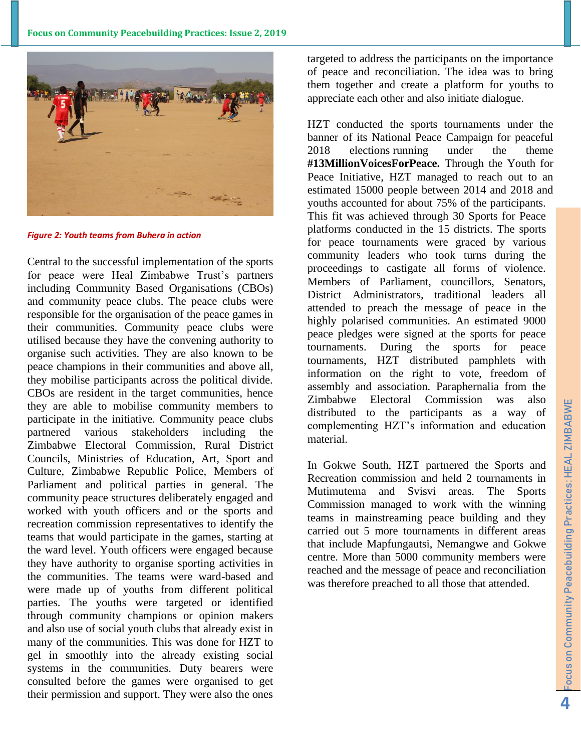*Figure 2: Youth teams from Buhera in action*

Central to the successful implementation of the sports for peace were Heal Zimbabwe Trust's partners including Community Based Organisations (CBOs) and community peace clubs. The peace clubs were responsible for the organisation of the peace games in their communities. Community peace clubs were utilised because they have the convening authority to organise such activities. They are also known to be peace champions in their communities and above all, they mobilise participants across the political divide. CBOs are resident in the target communities, hence they are able to mobilise community members to participate in the initiative. Community peace clubs partnered various stakeholders including the Zimbabwe Electoral Commission, Rural District Councils, Ministries of Education, Art, Sport and Culture, Zimbabwe Republic Police, Members of Parliament and political parties in general. The community peace structures deliberately engaged and worked with youth officers and or the sports and recreation commission representatives to identify the teams that would participate in the games, starting at the ward level. Youth officers were engaged because they have authority to organise sporting activities in the communities. The teams were ward-based and were made up of youths from different political parties. The youths were targeted or identified through community champions or opinion makers and also use of social youth clubs that already exist in many of the communities. This was done for HZT to gel in smoothly into the already existing social systems in the communities. Duty bearers were consulted before the games were organised to get their permission and support. They were also the ones targeted to address the participants on the importance of peace and reconciliation. The idea was to bring them together and create a platform for youths to appreciate each other and also initiate dialogue.

HZT conducted the sports tournaments under the banner of its National Peace Campaign for peaceful 2018 elections running under the theme **#13MillionVoicesForPeace.** Through the Youth for Peace Initiative, HZT managed to reach out to an estimated 15000 people between 2014 and 2018 and youths accounted for about 75% of the participants. This fit was achieved through 30 Sports for Peace platforms conducted in the 15 districts. The sports for peace tournaments were graced by various community leaders who took turns during the proceedings to castigate all forms of violence. Members of Parliament, councillors, Senators, District Administrators, traditional leaders all attended to preach the message of peace in the highly polarised communities. An estimated 9000 peace pledges were signed at the sports for peace tournaments. During the sports for peace tournaments, HZT distributed pamphlets with information on the right to vote, freedom of assembly and association. Paraphernalia from the Zimbabwe Electoral Commission was also distributed to the participants as a way of complementing HZT's information and education material.

In Gokwe South, HZT partnered the Sports and Recreation commission and held 2 tournaments in Mutimutema and Svisvi areas. The Sports Commission managed to work with the winning teams in mainstreaming peace building and they carried out 5 more tournaments in different areas that include Mapfungautsi, Nemangwe and Gokwe centre. More than 5000 community members were reached and the message of peace and reconciliation was therefore preached to all those that attended.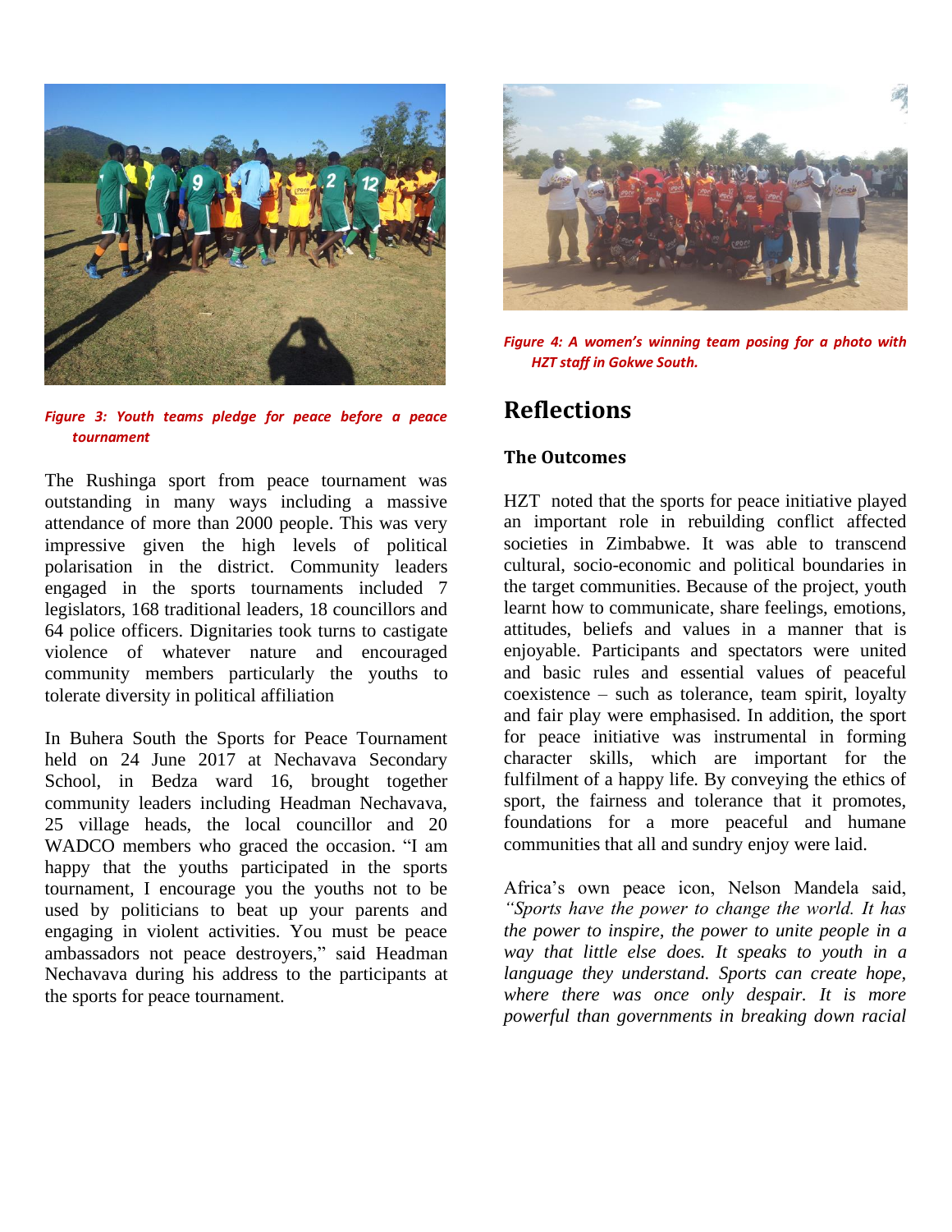*Figure 3: Youth teams pledge for peace before a peace tournament*

The Rushinga sport from peace tournament was outstanding in many ways including a massive attendance of more than 2000 people. This was very impressive given the high levels of political polarisation in the district. Community leaders engaged in the sports tournaments included 7 legislators, 168 traditional leaders, 18 councillors and 64 police officers. Dignitaries took turns to castigate violence of whatever nature and encouraged community members particularly the youths to tolerate diversity in political affiliation

In Buhera South the Sports for Peace Tournament held on 24 June 2017 at Nechavava Secondary School, in Bedza ward 16, brought together community leaders including Headman Nechavava, 25 village heads, the local councillor and 20 WADCO members who graced the occasion. "I am happy that the youths participated in the sports tournament, I encourage you the youths not to be used by politicians to beat up your parents and engaging in violent activities. You must be peace ambassadors not peace destroyers," said Headman Nechavava during his address to the participants at the sports for peace tournament.

*Figure 4: A women's winning team posing for a photo with HZT staff in Gokwe South.*

# Reflections

### The Outcomes

HZT noted that the sports for peace initiative played an important role in rebuilding conflict affected societies in Zimbabwe. It was able to transcend cultural, socio-economic and political boundaries in the target communities. Because of the project, youth learnt how to communicate, share feelings, emotions, attitudes, beliefs and values in a manner that is enjoyable. Participants and spectators were united and basic rules and essential values of peaceful coexistence – such as tolerance, team spirit, loyalty and fair play were emphasised. In addition, the sport for peace initiative was instrumental in forming character skills, which are important for the fulfilment of a happy life. By conveying the ethics of sport, the fairness and tolerance that it promotes, foundations for a more peaceful and humane communities that all and sundry enjoy were laid.

Africa's own peace icon, Nelson Mandela said, *"Sports have the power to change the world. It has the power to inspire, the power to unite people in a way that little else does. It speaks to youth in a language they understand. Sports can create hope, where there was once only despair. It is more powerful than governments in breaking down racial*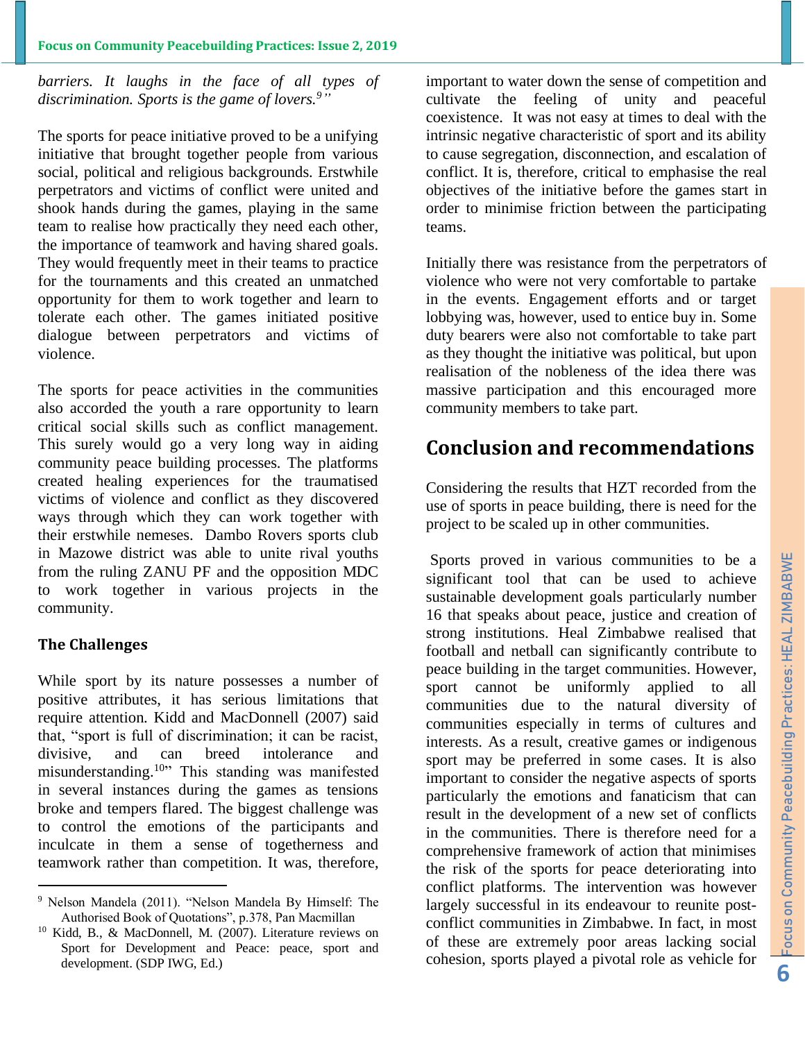*barriers. It laughs in the face of all types of discrimination. Sports is the game of lovers.*[9]*"*

The sports for peace initiative proved to be a unifying initiative that brought together people from various social, political and religious backgrounds. Erstwhile perpetrators and victims of conflict were united and shook hands during the games, playing in the same team to realise how practically they need each other, the importance of teamwork and having shared goals. They would frequently meet in their teams to practice for the tournaments and this created an unmatched opportunity for them to work together and learn to tolerate each other. The games initiated positive dialogue between perpetrators and victims of violence.

The sports for peace activities in the communities also accorded the youth a rare opportunity to learn critical social skills such as conflict management. This surely would go a very long way in aiding community peace building processes. The platforms created healing experiences for the traumatised victims of violence and conflict as they discovered ways through which they can work together with their erstwhile nemeses. Dambo Rovers sports club in Mazowe district was able to unite rival youths from the ruling ZANU PF and the opposition MDC to work together in various projects in the community.

### The Challenges

While sport by its nature possesses a number of positive attributes, it has serious limitations that require attention. Kidd and MacDonnell (2007) said that, "sport is full of discrimination; it can be racist, divisive, and can breed intolerance and misunderstanding.[10]" This standing was manifested in several instances during the games as tensions broke and tempers flared. The biggest challenge was to control the emotions of the participants and inculcate in them a sense of togetherness and teamwork rather than competition. It was, therefore, important to water down the sense of competition and cultivate the feeling of unity and peaceful coexistence. It was not easy at times to deal with the intrinsic negative characteristic of sport and its ability to cause segregation, disconnection, and escalation of conflict. It is, therefore, critical to emphasise the real objectives of the initiative before the games start in order to minimise friction between the participating teams.

Initially there was resistance from the perpetrators of violence who were not very comfortable to partake in the events. Engagement efforts and or target lobbying was, however, used to entice buy in. Some duty bearers were also not comfortable to take part as they thought the initiative was political, but upon realisation of the nobleness of the idea there was massive participation and this encouraged more community members to take part.

## Conclusion and recommendations

Considering the results that HZT recorded from the use of sports in peace building, there is need for the project to be scaled up in other communities.

Sports proved in various communities to be a significant tool that can be used to achieve sustainable development goals particularly number 16 that speaks about peace, justice and creation of strong institutions. Heal Zimbabwe realised that football and netball can significantly contribute to peace building in the target communities. However, sport cannot be uniformly applied to all communities due to the natural diversity of communities especially in terms of cultures and interests. As a result, creative games or indigenous sport may be preferred in some cases. It is also important to consider the negative aspects of sports particularly the emotions and fanaticism that can result in the development of a new set of conflicts in the communities. There is therefore need for a comprehensive framework of action that minimises the risk of the sports for peace deteriorating into conflict platforms. The intervention was however largely successful in its endeavour to reunite post-conflict communities in Zimbabwe. In fact, in most of these are extremely poor areas lacking social cohesion, sports played a pivotal role as vehicle for

---

[9] Nelson Mandela (2011). "Nelson Mandela By Himself: The Authorised Book of Quotations", p.378, Pan Macmillan

[10] Kidd, B., & MacDonnell, M. (2007). Literature reviews on Sport for Development and Peace: peace, sport and development. (SDP IWG, Ed.)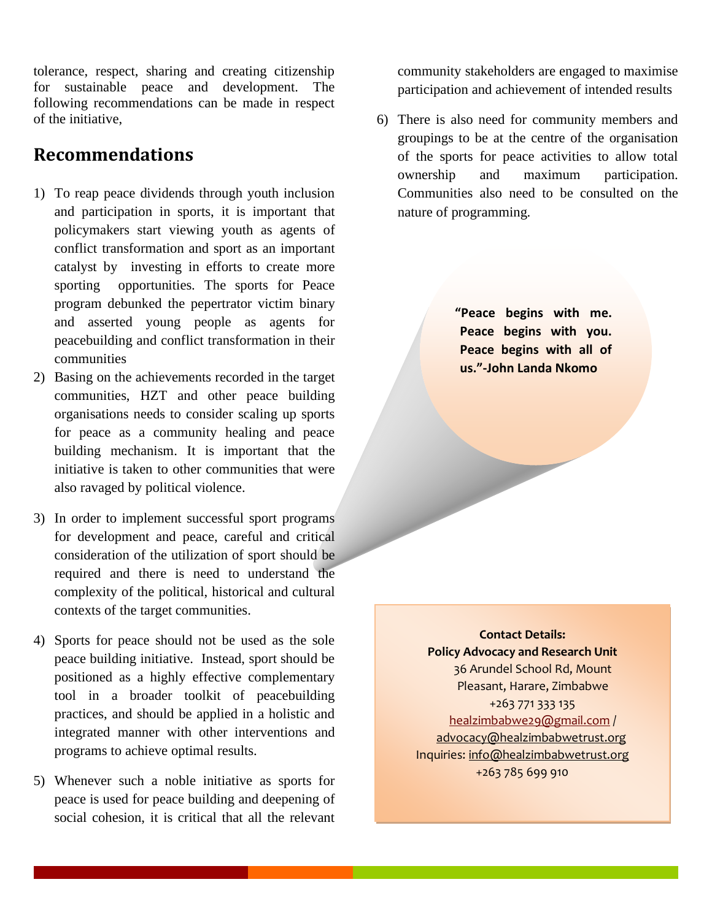tolerance, respect, sharing and creating citizenship for sustainable peace and development. The following recommendations can be made in respect of the initiative,

## Recommendations

1) To reap peace dividends through youth inclusion and participation in sports, it is important that policymakers start viewing youth as agents of conflict transformation and sport as an important catalyst by investing in efforts to create more sporting opportunities. The sports for Peace program debunked the pepertrator victim binary and asserted young people as agents for peacebuilding and conflict transformation in their communities
2) Basing on the achievements recorded in the target communities, HZT and other peace building organisations needs to consider scaling up sports for peace as a community healing and peace building mechanism. It is important that the initiative is taken to other communities that were also ravaged by political violence.
3) In order to implement successful sport programs for development and peace, careful and critical consideration of the utilization of sport should be required and there is need to understand the complexity of the political, historical and cultural contexts of the target communities.
4) Sports for peace should not be used as the sole peace building initiative. Instead, sport should be positioned as a highly effective complementary tool in a broader toolkit of peacebuilding practices, and should be applied in a holistic and integrated manner with other interventions and programs to achieve optimal results.
5) Whenever such a noble initiative as sports for peace is used for peace building and deepening of social cohesion, it is critical that all the relevant community stakeholders are engaged to maximise participation and achievement of intended results
6) There is also need for community members and groupings to be at the centre of the organisation of the sports for peace activities to allow total ownership and maximum participation. Communities also need to be consulted on the nature of programming.

**"Peace begins with me. Peace begins with you. Peace begins with all of us."-John Landa Nkomo**

**Contact Details:**
**Policy Advocacy and Research Unit**
36 Arundel School Rd, Mount Pleasant, Harare, Zimbabwe
+263 771 333 135
healzimbabwe29@gmail.com / advocacy@healzimbabwetrust.org
Inquiries: info@healzimbabwetrust.org
+263 785 699 910